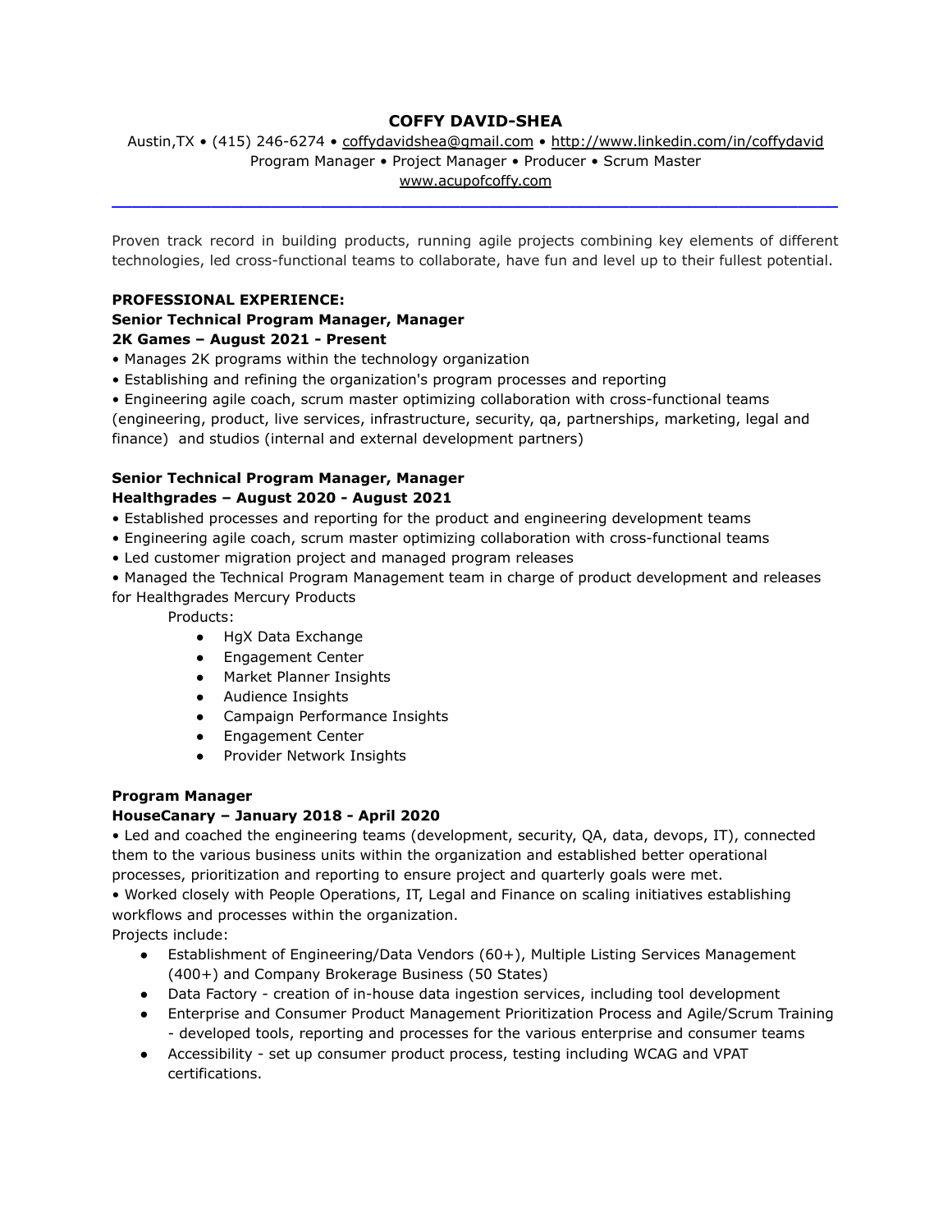# COFFY DAVID-SHEA

Austin,TX • (415) 246-6274 • coffydavidshea@gmail.com • http://www.linkedin.com/in/coffydavid
Program Manager • Project Manager • Producer • Scrum Master
www.acupofcoffy.com

---

Proven track record in building products, running agile projects combining key elements of different technologies, led cross-functional teams to collaborate, have fun and level up to their fullest potential.

**PROFESSIONAL EXPERIENCE:**

**Senior Technical Program Manager, Manager**
**2K Games – August 2021 - Present**

• Manages 2K programs within the technology organization
• Establishing and refining the organization's program processes and reporting
• Engineering agile coach, scrum master optimizing collaboration with cross-functional teams (engineering, product, live services, infrastructure, security, qa, partnerships, marketing, legal and finance) and studios (internal and external development partners)

**Senior Technical Program Manager, Manager**
**Healthgrades – August 2020 - August 2021**

• Established processes and reporting for the product and engineering development teams
• Engineering agile coach, scrum master optimizing collaboration with cross-functional teams
• Led customer migration project and managed program releases
• Managed the Technical Program Management team in charge of product development and releases for Healthgrades Mercury Products

Products:

- HgX Data Exchange
- Engagement Center
- Market Planner Insights
- Audience Insights
- Campaign Performance Insights
- Engagement Center
- Provider Network Insights

**Program Manager**
**HouseCanary – January 2018 - April 2020**

• Led and coached the engineering teams (development, security, QA, data, devops, IT), connected them to the various business units within the organization and established better operational processes, prioritization and reporting to ensure project and quarterly goals were met.
• Worked closely with People Operations, IT, Legal and Finance on scaling initiatives establishing workflows and processes within the organization.

Projects include:

- Establishment of Engineering/Data Vendors (60+), Multiple Listing Services Management (400+) and Company Brokerage Business (50 States)
- Data Factory - creation of in-house data ingestion services, including tool development
- Enterprise and Consumer Product Management Prioritization Process and Agile/Scrum Training - developed tools, reporting and processes for the various enterprise and consumer teams
- Accessibility - set up consumer product process, testing including WCAG and VPAT certifications.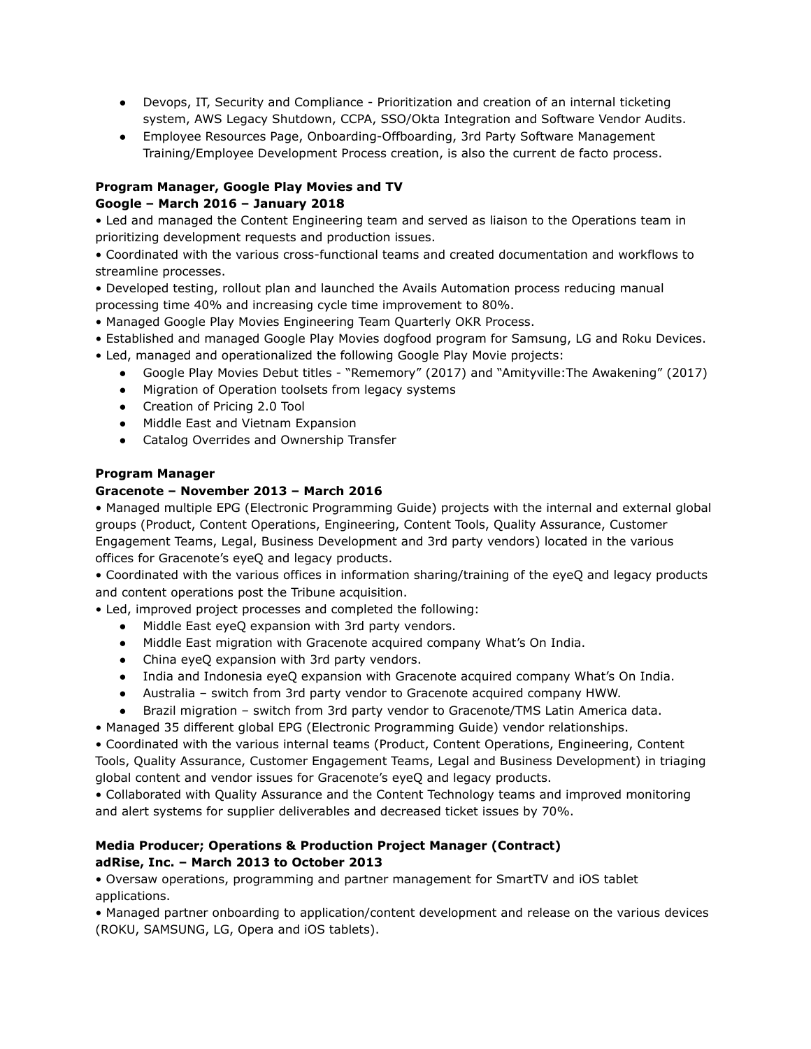- Devops, IT, Security and Compliance - Prioritization and creation of an internal ticketing system, AWS Legacy Shutdown, CCPA, SSO/Okta Integration and Software Vendor Audits.
- Employee Resources Page, Onboarding-Offboarding, 3rd Party Software Management Training/Employee Development Process creation, is also the current de facto process.

**Program Manager, Google Play Movies and TV**
**Google – March 2016 – January 2018**

• Led and managed the Content Engineering team and served as liaison to the Operations team in prioritizing development requests and production issues.
• Coordinated with the various cross-functional teams and created documentation and workflows to streamline processes.
• Developed testing, rollout plan and launched the Avails Automation process reducing manual processing time 40% and increasing cycle time improvement to 80%.
• Managed Google Play Movies Engineering Team Quarterly OKR Process.
• Established and managed Google Play Movies dogfood program for Samsung, LG and Roku Devices.
• Led, managed and operationalized the following Google Play Movie projects:

- Google Play Movies Debut titles - "Rememory" (2017) and "Amityville:The Awakening" (2017)
- Migration of Operation toolsets from legacy systems
- Creation of Pricing 2.0 Tool
- Middle East and Vietnam Expansion
- Catalog Overrides and Ownership Transfer

**Program Manager**
**Gracenote – November 2013 – March 2016**

• Managed multiple EPG (Electronic Programming Guide) projects with the internal and external global groups (Product, Content Operations, Engineering, Content Tools, Quality Assurance, Customer Engagement Teams, Legal, Business Development and 3rd party vendors) located in the various offices for Gracenote's eyeQ and legacy products.
• Coordinated with the various offices in information sharing/training of the eyeQ and legacy products and content operations post the Tribune acquisition.
• Led, improved project processes and completed the following:

- Middle East eyeQ expansion with 3rd party vendors.
- Middle East migration with Gracenote acquired company What's On India.
- China eyeQ expansion with 3rd party vendors.
- India and Indonesia eyeQ expansion with Gracenote acquired company What's On India.
- Australia – switch from 3rd party vendor to Gracenote acquired company HWW.
- Brazil migration – switch from 3rd party vendor to Gracenote/TMS Latin America data.

• Managed 35 different global EPG (Electronic Programming Guide) vendor relationships.
• Coordinated with the various internal teams (Product, Content Operations, Engineering, Content Tools, Quality Assurance, Customer Engagement Teams, Legal and Business Development) in triaging global content and vendor issues for Gracenote's eyeQ and legacy products.
• Collaborated with Quality Assurance and the Content Technology teams and improved monitoring and alert systems for supplier deliverables and decreased ticket issues by 70%.

**Media Producer; Operations & Production Project Manager (Contract)**
**adRise, Inc. – March 2013 to October 2013**

• Oversaw operations, programming and partner management for SmartTV and iOS tablet applications.
• Managed partner onboarding to application/content development and release on the various devices (ROKU, SAMSUNG, LG, Opera and iOS tablets).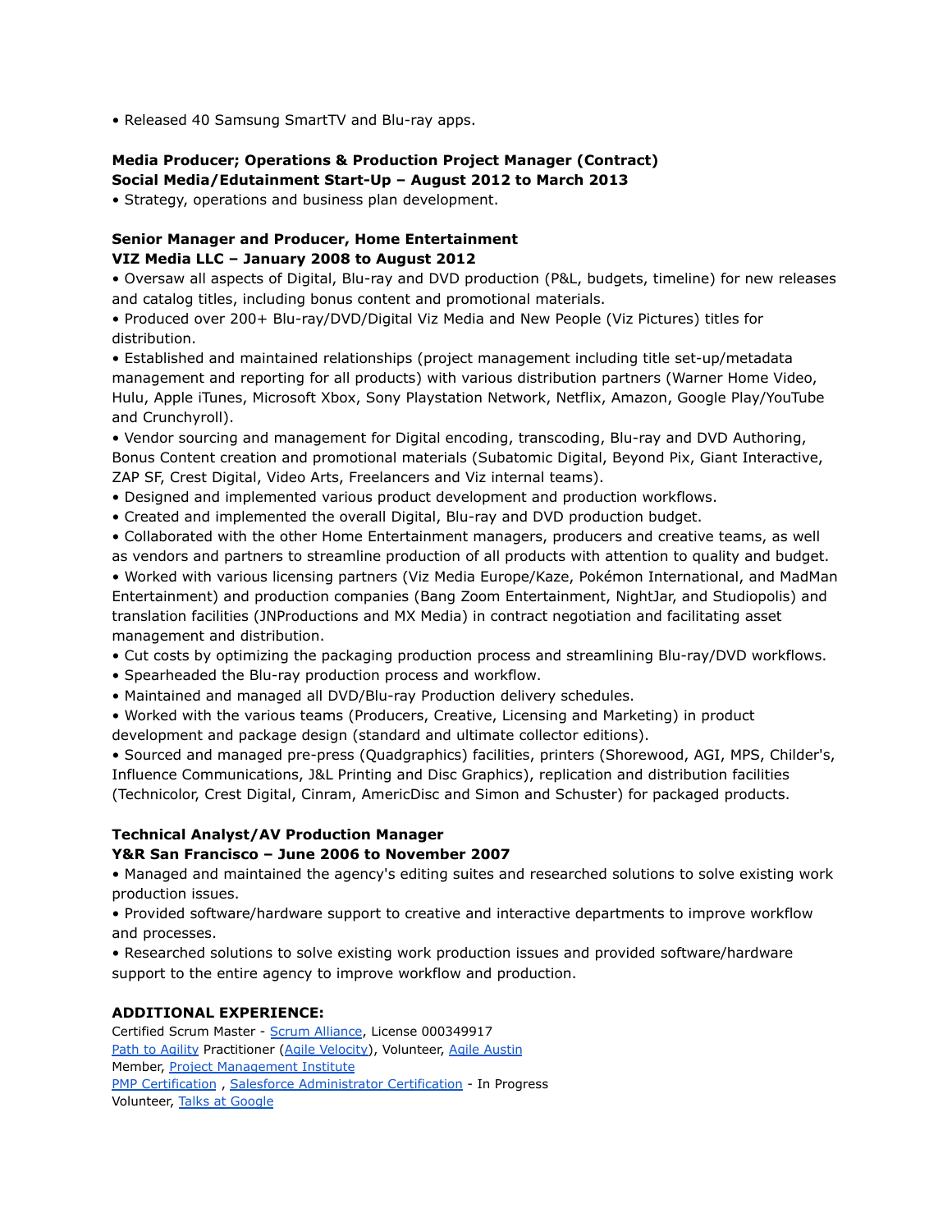• Released 40 Samsung SmartTV and Blu-ray apps.

**Media Producer; Operations & Production Project Manager (Contract)**
**Social Media/Edutainment Start-Up – August 2012 to March 2013**

• Strategy, operations and business plan development.

**Senior Manager and Producer, Home Entertainment**
**VIZ Media LLC – January 2008 to August 2012**

• Oversaw all aspects of Digital, Blu-ray and DVD production (P&L, budgets, timeline) for new releases and catalog titles, including bonus content and promotional materials.
• Produced over 200+ Blu-ray/DVD/Digital Viz Media and New People (Viz Pictures) titles for distribution.
• Established and maintained relationships (project management including title set-up/metadata management and reporting for all products) with various distribution partners (Warner Home Video, Hulu, Apple iTunes, Microsoft Xbox, Sony Playstation Network, Netflix, Amazon, Google Play/YouTube and Crunchyroll).
• Vendor sourcing and management for Digital encoding, transcoding, Blu-ray and DVD Authoring, Bonus Content creation and promotional materials (Subatomic Digital, Beyond Pix, Giant Interactive, ZAP SF, Crest Digital, Video Arts, Freelancers and Viz internal teams).
• Designed and implemented various product development and production workflows.
• Created and implemented the overall Digital, Blu-ray and DVD production budget.
• Collaborated with the other Home Entertainment managers, producers and creative teams, as well as vendors and partners to streamline production of all products with attention to quality and budget.
• Worked with various licensing partners (Viz Media Europe/Kaze, Pokémon International, and MadMan Entertainment) and production companies (Bang Zoom Entertainment, NightJar, and Studiopolis) and translation facilities (JNProductions and MX Media) in contract negotiation and facilitating asset management and distribution.
• Cut costs by optimizing the packaging production process and streamlining Blu-ray/DVD workflows.
• Spearheaded the Blu-ray production process and workflow.
• Maintained and managed all DVD/Blu-ray Production delivery schedules.
• Worked with the various teams (Producers, Creative, Licensing and Marketing) in product development and package design (standard and ultimate collector editions).
• Sourced and managed pre-press (Quadgraphics) facilities, printers (Shorewood, AGI, MPS, Childer's, Influence Communications, J&L Printing and Disc Graphics), replication and distribution facilities (Technicolor, Crest Digital, Cinram, AmericDisc and Simon and Schuster) for packaged products.

**Technical Analyst/AV Production Manager**
**Y&R San Francisco – June 2006 to November 2007**

• Managed and maintained the agency's editing suites and researched solutions to solve existing work production issues.
• Provided software/hardware support to creative and interactive departments to improve workflow and processes.
• Researched solutions to solve existing work production issues and provided software/hardware support to the entire agency to improve workflow and production.

**ADDITIONAL EXPERIENCE:**

Certified Scrum Master - Scrum Alliance, License 000349917
Path to Agility Practitioner (Agile Velocity), Volunteer, Agile Austin
Member, Project Management Institute
PMP Certification , Salesforce Administrator Certification - In Progress
Volunteer, Talks at Google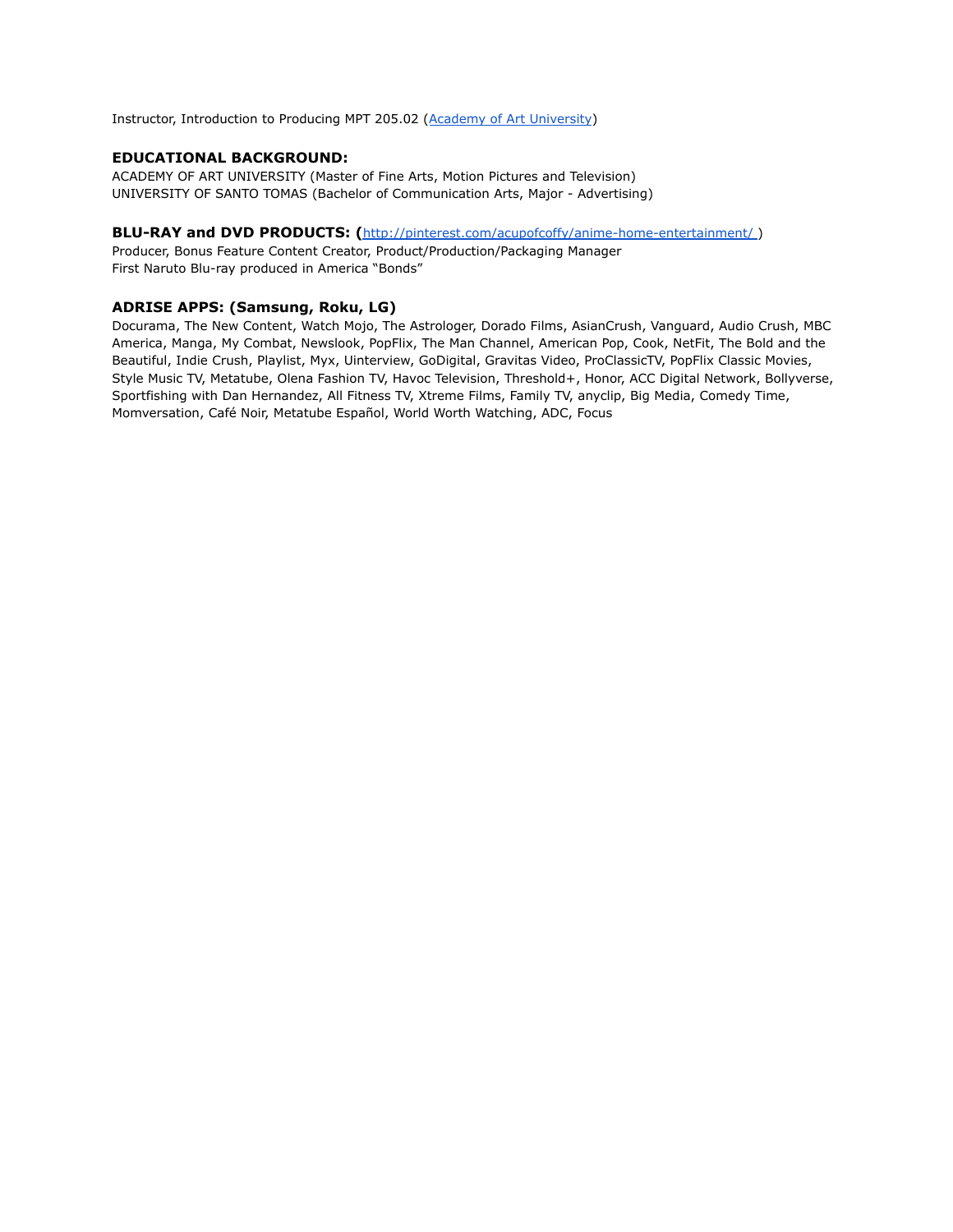Instructor, Introduction to Producing MPT 205.02 ([Academy of Art University](Academy of Art University))

### EDUCATIONAL BACKGROUND:

ACADEMY OF ART UNIVERSITY (Master of Fine Arts, Motion Pictures and Television)
UNIVERSITY OF SANTO TOMAS (Bachelor of Communication Arts, Major - Advertising)

### BLU-RAY and DVD PRODUCTS: (http://pinterest.com/acupofcoffy/anime-home-entertainment/ )

Producer, Bonus Feature Content Creator, Product/Production/Packaging Manager
First Naruto Blu-ray produced in America "Bonds"

### ADRISE APPS: (Samsung, Roku, LG)

Docurama, The New Content, Watch Mojo, The Astrologer, Dorado Films, AsianCrush, Vanguard, Audio Crush, MBC America, Manga, My Combat, Newslook, PopFlix, The Man Channel, American Pop, Cook, NetFit, The Bold and the Beautiful, Indie Crush, Playlist, Myx, Uinterview, GoDigital, Gravitas Video, ProClassicTV, PopFlix Classic Movies, Style Music TV, Metatube, Olena Fashion TV, Havoc Television, Threshold+, Honor, ACC Digital Network, Bollyverse, Sportfishing with Dan Hernandez, All Fitness TV, Xtreme Films, Family TV, anyclip, Big Media, Comedy Time, Momversation, Café Noir, Metatube Español, World Worth Watching, ADC, Focus